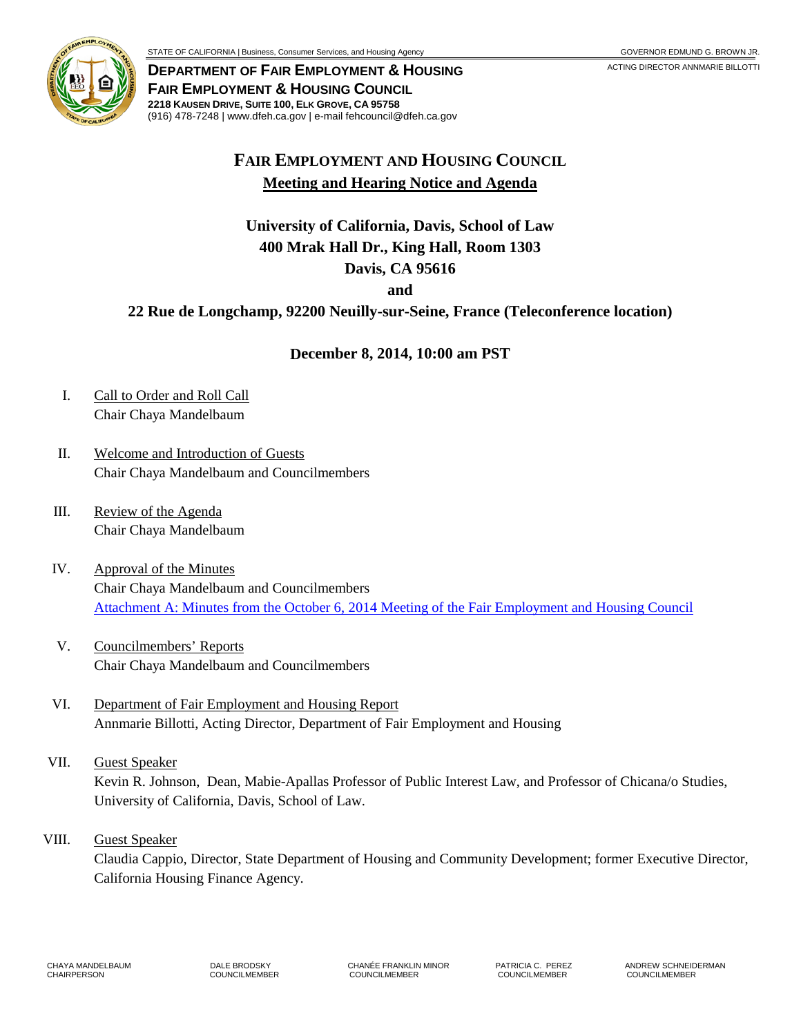STATE OF CALIFORNIA | Business, Consumer Services, and Housing Agency

GOVERNOR EDMUND G. BROWN JR.

ACTING DIRECTOR ANNMARIE BILLOTTI

**DEPARTMENT OF FAIR EMPLOYMENT & HOUSING**
**FAIR EMPLOYMENT & HOUSING COUNCIL**
**2218 KAUSEN DRIVE, SUITE 100, ELK GROVE, CA 95758**
(916) 478-7248 | www.dfeh.ca.gov | e-mail fehcouncil@dfeh.ca.gov

# FAIR EMPLOYMENT AND HOUSING COUNCIL

## Meeting and Hearing Notice and Agenda

**University of California, Davis, School of Law**
**400 Mrak Hall Dr., King Hall, Room 1303**
**Davis, CA 95616**
**and**
**22 Rue de Longchamp, 92200 Neuilly-sur-Seine, France (Teleconference location)**

**December 8, 2014, 10:00 am PST**

I. Call to Order and Roll Call
Chair Chaya Mandelbaum

II. Welcome and Introduction of Guests
Chair Chaya Mandelbaum and Councilmembers

III. Review of the Agenda
Chair Chaya Mandelbaum

IV. Approval of the Minutes
Chair Chaya Mandelbaum and Councilmembers
Attachment A: Minutes from the October 6, 2014 Meeting of the Fair Employment and Housing Council

V. Councilmembers' Reports
Chair Chaya Mandelbaum and Councilmembers

VI. Department of Fair Employment and Housing Report
Annmarie Billotti, Acting Director, Department of Fair Employment and Housing

VII. Guest Speaker
Kevin R. Johnson, Dean, Mabie-Apallas Professor of Public Interest Law, and Professor of Chicana/o Studies, University of California, Davis, School of Law.

VIII. Guest Speaker
Claudia Cappio, Director, State Department of Housing and Community Development; former Executive Director, California Housing Finance Agency.

CHAYA MANDELBAUM, CHAIRPERSON | DALE BRODSKY, COUNCILMEMBER | CHANÉE FRANKLIN MINOR, COUNCILMEMBER | PATRICIA C. PEREZ, COUNCILMEMBER | ANDREW SCHNEIDERMAN, COUNCILMEMBER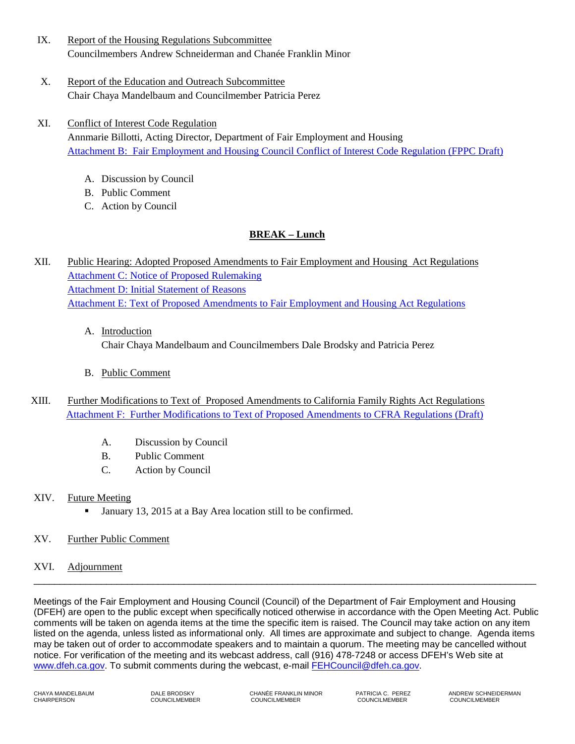IX. Report of the Housing Regulations Subcommittee
Councilmembers Andrew Schneiderman and Chanée Franklin Minor

X. Report of the Education and Outreach Subcommittee
Chair Chaya Mandelbaum and Councilmember Patricia Perez

XI. Conflict of Interest Code Regulation
Annmarie Billotti, Acting Director, Department of Fair Employment and Housing
Attachment B: Fair Employment and Housing Council Conflict of Interest Code Regulation (FPPC Draft)

A. Discussion by Council
B. Public Comment
C. Action by Council

**BREAK – Lunch**

XII. Public Hearing: Adopted Proposed Amendments to Fair Employment and Housing Act Regulations
Attachment C: Notice of Proposed Rulemaking
Attachment D: Initial Statement of Reasons
Attachment E: Text of Proposed Amendments to Fair Employment and Housing Act Regulations

A. Introduction
Chair Chaya Mandelbaum and Councilmembers Dale Brodsky and Patricia Perez

B. Public Comment

XIII. Further Modifications to Text of Proposed Amendments to California Family Rights Act Regulations
Attachment F: Further Modifications to Text of Proposed Amendments to CFRA Regulations (Draft)

A. Discussion by Council
B. Public Comment
C. Action by Council

XIV. Future Meeting
- January 13, 2015 at a Bay Area location still to be confirmed.

XV. Further Public Comment

XVI. Adjournment

---

Meetings of the Fair Employment and Housing Council (Council) of the Department of Fair Employment and Housing (DFEH) are open to the public except when specifically noticed otherwise in accordance with the Open Meeting Act. Public comments will be taken on agenda items at the time the specific item is raised. The Council may take action on any item listed on the agenda, unless listed as informational only. All times are approximate and subject to change. Agenda items may be taken out of order to accommodate speakers and to maintain a quorum. The meeting may be cancelled without notice. For verification of the meeting and its webcast address, call (916) 478-7248 or access DFEH's Web site at www.dfeh.ca.gov. To submit comments during the webcast, e-mail FEHCouncil@dfeh.ca.gov.

| CHAYA MANDELBAUM | DALE BRODSKY | CHANÉE FRANKLIN MINOR | PATRICIA C. PEREZ | ANDREW SCHNEIDERMAN |
|---|---|---|---|---|
| CHAIRPERSON | COUNCILMEMBER | COUNCILMEMBER | COUNCILMEMBER | COUNCILMEMBER |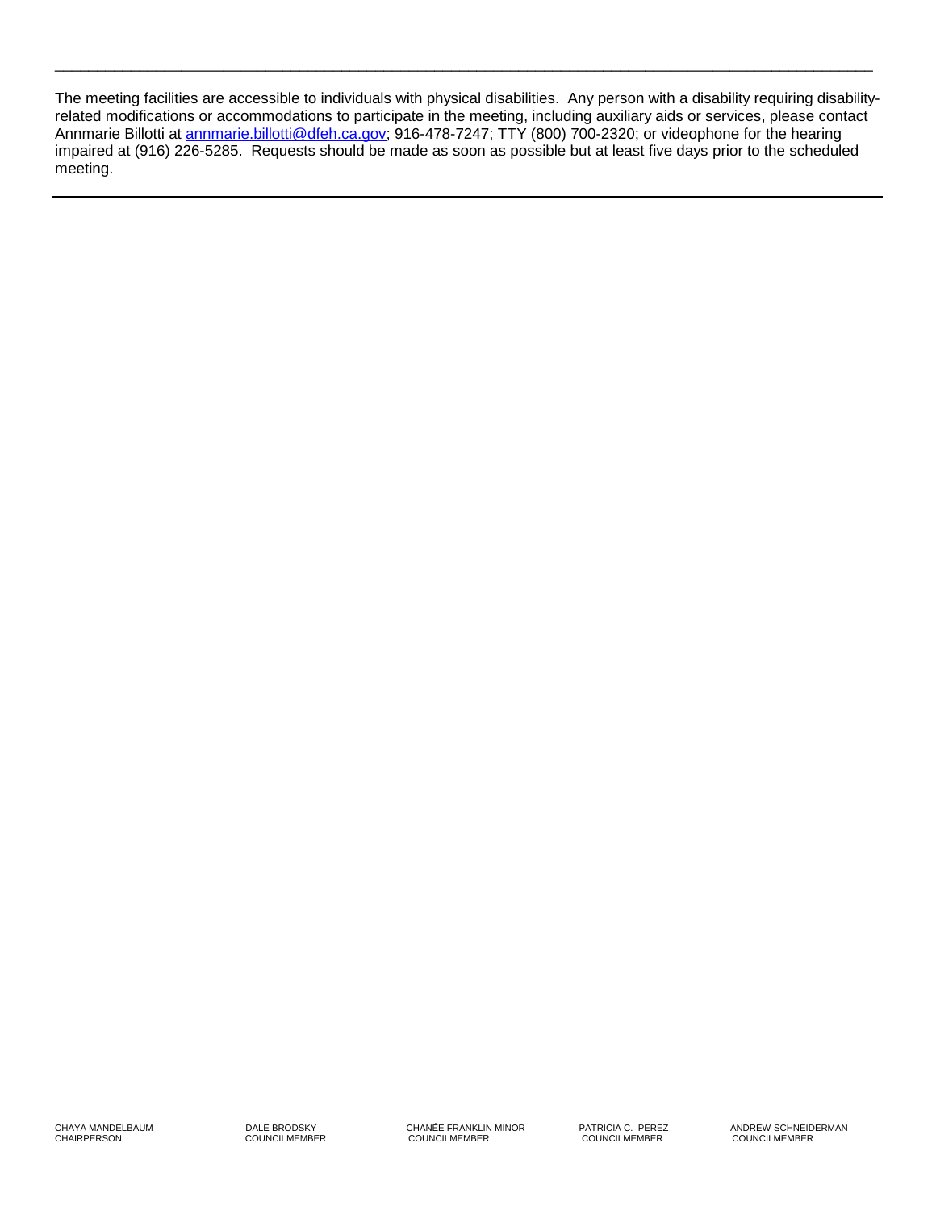The meeting facilities are accessible to individuals with physical disabilities. Any person with a disability requiring disability-related modifications or accommodations to participate in the meeting, including auxiliary aids or services, please contact Annmarie Billotti at [annmarie.billotti@dfeh.ca.gov](mailto:annmarie.billotti@dfeh.ca.gov); 916-478-7247; TTY (800) 700-2320; or videophone for the hearing impaired at (916) 226-5285. Requests should be made as soon as possible but at least five days prior to the scheduled meeting.

---

| | | | | |
|---|---|---|---|---|
| CHAYA MANDELBAUM | DALE BRODSKY | CHANÉE FRANKLIN MINOR | PATRICIA C. PEREZ | ANDREW SCHNEIDERMAN |
| CHAIRPERSON | COUNCILMEMBER | COUNCILMEMBER | COUNCILMEMBER | COUNCILMEMBER |